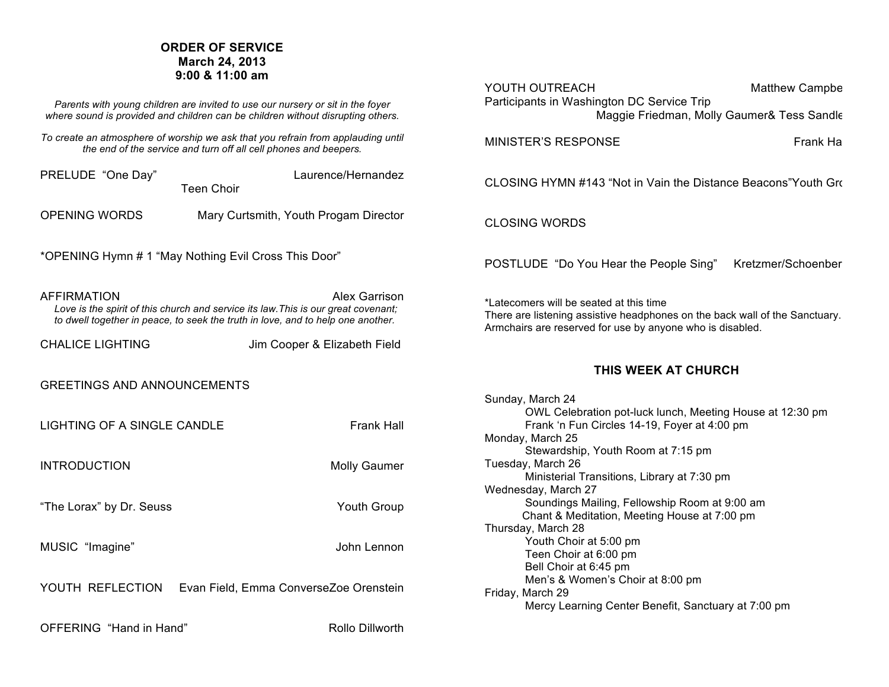## ORDER OF SERVICE
**March 24, 2013**
**9:00 & 11:00 am**

*Parents with young children are invited to use our nursery or sit in the foyer where sound is provided and children can be children without disrupting others.*

*To create an atmosphere of worship we ask that you refrain from applauding until the end of the service and turn off all cell phones and beepers.*

PRELUDE "One Day" — Laurence/Hernandez
Teen Choir

OPENING WORDS — Mary Curtsmith, Youth Progam Director

*OPENING Hymn # 1 "May Nothing Evil Cross This Door"

AFFIRMATION — Alex Garrison
*Love is the spirit of this church and service its law.This is our great covenant; to dwell together in peace, to seek the truth in love, and to help one another.*

CHALICE LIGHTING — Jim Cooper & Elizabeth Field

GREETINGS AND ANNOUNCEMENTS

LIGHTING OF A SINGLE CANDLE — Frank Hall

INTRODUCTION — Molly Gaumer

"The Lorax" by Dr. Seuss — Youth Group

MUSIC "Imagine" — John Lennon

YOUTH REFLECTION — Evan Field, Emma ConverseZoe Orenstein

OFFERING "Hand in Hand" — Rollo Dillworth

YOUTH OUTREACH — Matthew Campbe
Participants in Washington DC Service Trip
Maggie Friedman, Molly Gaumer& Tess Sandle

MINISTER'S RESPONSE — Frank Ha

CLOSING HYMN #143 "Not in Vain the Distance Beacons"Youth Gr

CLOSING WORDS

POSTLUDE "Do You Hear the People Sing" — Kretzmer/Schoenber

*Latecomers will be seated at this time
There are listening assistive headphones on the back wall of the Sanctuary.
Armchairs are reserved for use by anyone who is disabled.

### THIS WEEK AT CHURCH

Sunday, March 24
- OWL Celebration pot-luck lunch, Meeting House at 12:30 pm
- Frank 'n Fun Circles 14-19, Foyer at 4:00 pm

Monday, March 25
- Stewardship, Youth Room at 7:15 pm

Tuesday, March 26
- Ministerial Transitions, Library at 7:30 pm

Wednesday, March 27
- Soundings Mailing, Fellowship Room at 9:00 am
- Chant & Meditation, Meeting House at 7:00 pm

Thursday, March 28
- Youth Choir at 5:00 pm
- Teen Choir at 6:00 pm
- Bell Choir at 6:45 pm
- Men's & Women's Choir at 8:00 pm

Friday, March 29
- Mercy Learning Center Benefit, Sanctuary at 7:00 pm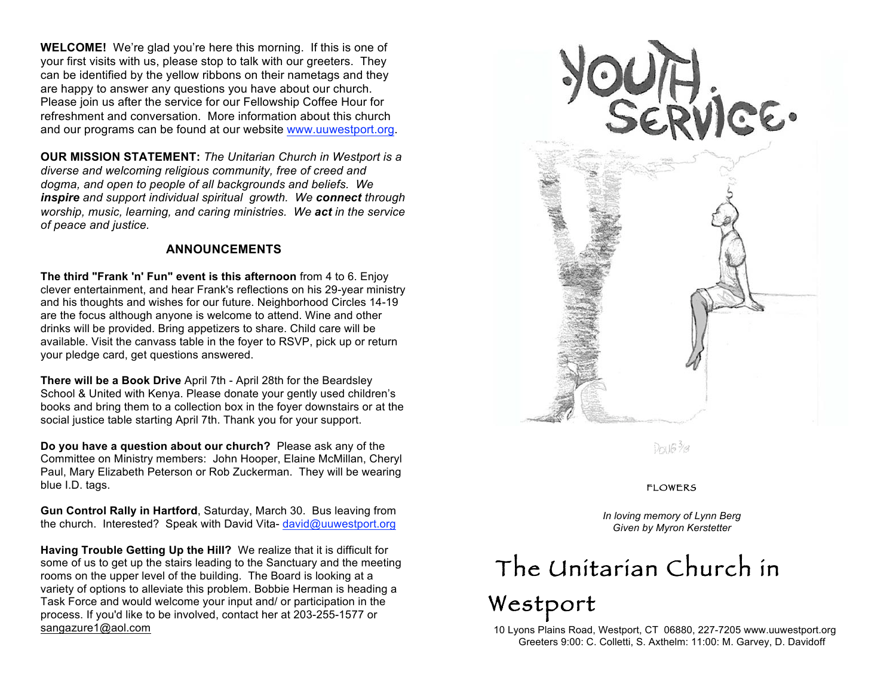**WELCOME!** We're glad you're here this morning. If this is one of your first visits with us, please stop to talk with our greeters. They can be identified by the yellow ribbons on their nametags and they are happy to answer any questions you have about our church. Please join us after the service for our Fellowship Coffee Hour for refreshment and conversation. More information about this church and our programs can be found at our website www.uuwestport.org.

**OUR MISSION STATEMENT:** *The Unitarian Church in Westport is a diverse and welcoming religious community, free of creed and dogma, and open to people of all backgrounds and beliefs. We **inspire** and support individual spiritual growth. We **connect** through worship, music, learning, and caring ministries. We **act** in the service of peace and justice.*

## ANNOUNCEMENTS

**The third "Frank 'n' Fun" event is this afternoon** from 4 to 6. Enjoy clever entertainment, and hear Frank's reflections on his 29-year ministry and his thoughts and wishes for our future. Neighborhood Circles 14-19 are the focus although anyone is welcome to attend. Wine and other drinks will be provided. Bring appetizers to share. Child care will be available. Visit the canvass table in the foyer to RSVP, pick up or return your pledge card, get questions answered.

**There will be a Book Drive** April 7th - April 28th for the Beardsley School & United with Kenya. Please donate your gently used children's books and bring them to a collection box in the foyer downstairs or at the social justice table starting April 7th. Thank you for your support.

**Do you have a question about our church?** Please ask any of the Committee on Ministry members: John Hooper, Elaine McMillan, Cheryl Paul, Mary Elizabeth Peterson or Rob Zuckerman. They will be wearing blue I.D. tags.

**Gun Control Rally in Hartford**, Saturday, March 30. Bus leaving from the church. Interested? Speak with David Vita- david@uuwestport.org

**Having Trouble Getting Up the Hill?** We realize that it is difficult for some of us to get up the stairs leading to the Sanctuary and the meeting rooms on the upper level of the building. The Board is looking at a variety of options to alleviate this problem. Bobbie Herman is heading a Task Force and would welcome your input and/ or participation in the process. If you'd like to be involved, contact her at 203-255-1577 or sangazure1@aol.com

# YOUTH SERVICE

Doug 3/13

FLOWERS

*In loving memory of Lynn Berg*
*Given by Myron Kerstetter*

# The Unitarian Church in Westport

10 Lyons Plains Road, Westport, CT 06880, 227-7205 www.uuwestport.org
Greeters 9:00: C. Colletti, S. Axthelm: 11:00: M. Garvey, D. Davidoff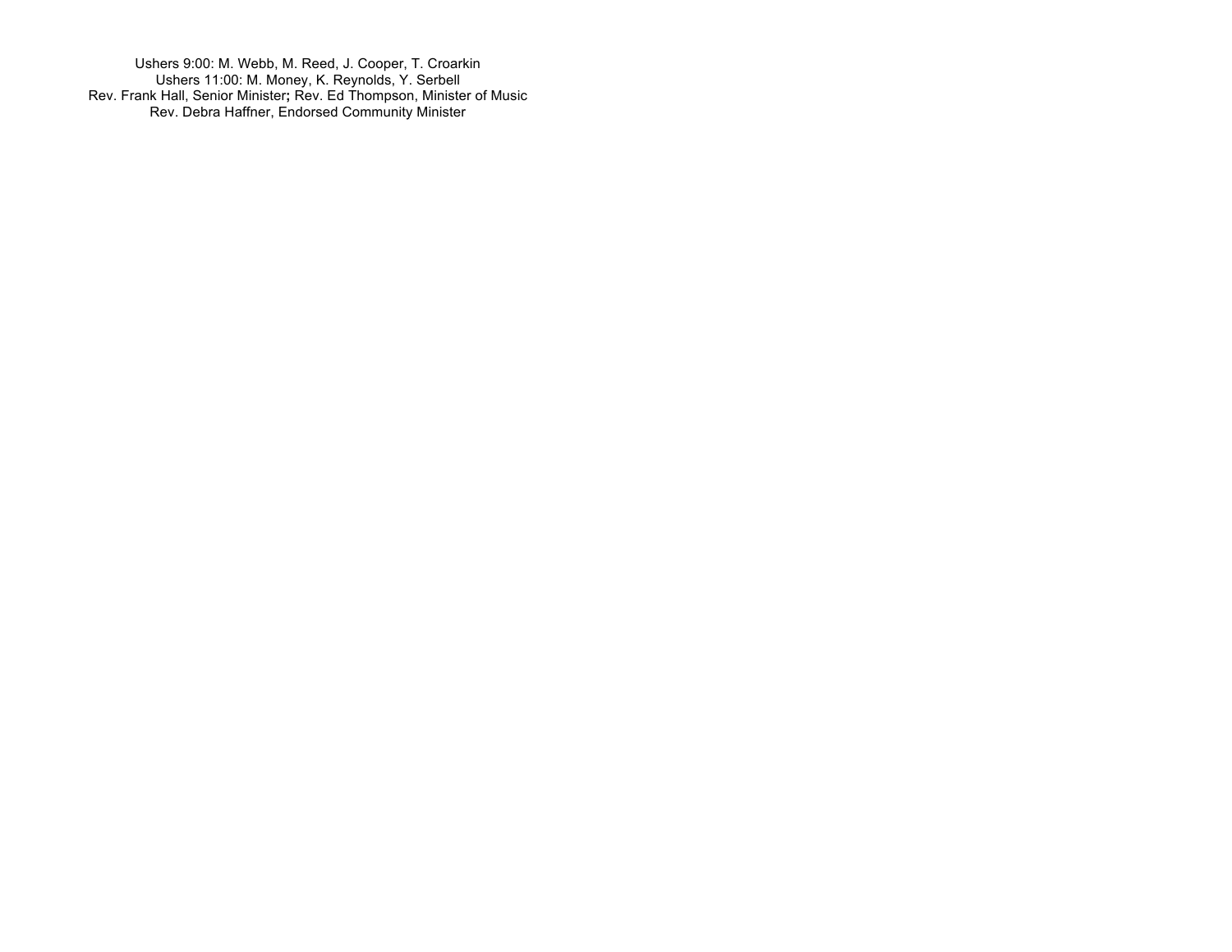Ushers 9:00: M. Webb, M. Reed, J. Cooper, T. Croarkin
Ushers 11:00: M. Money, K. Reynolds, Y. Serbell
Rev. Frank Hall, Senior Minister**;** Rev. Ed Thompson, Minister of Music
Rev. Debra Haffner, Endorsed Community Minister